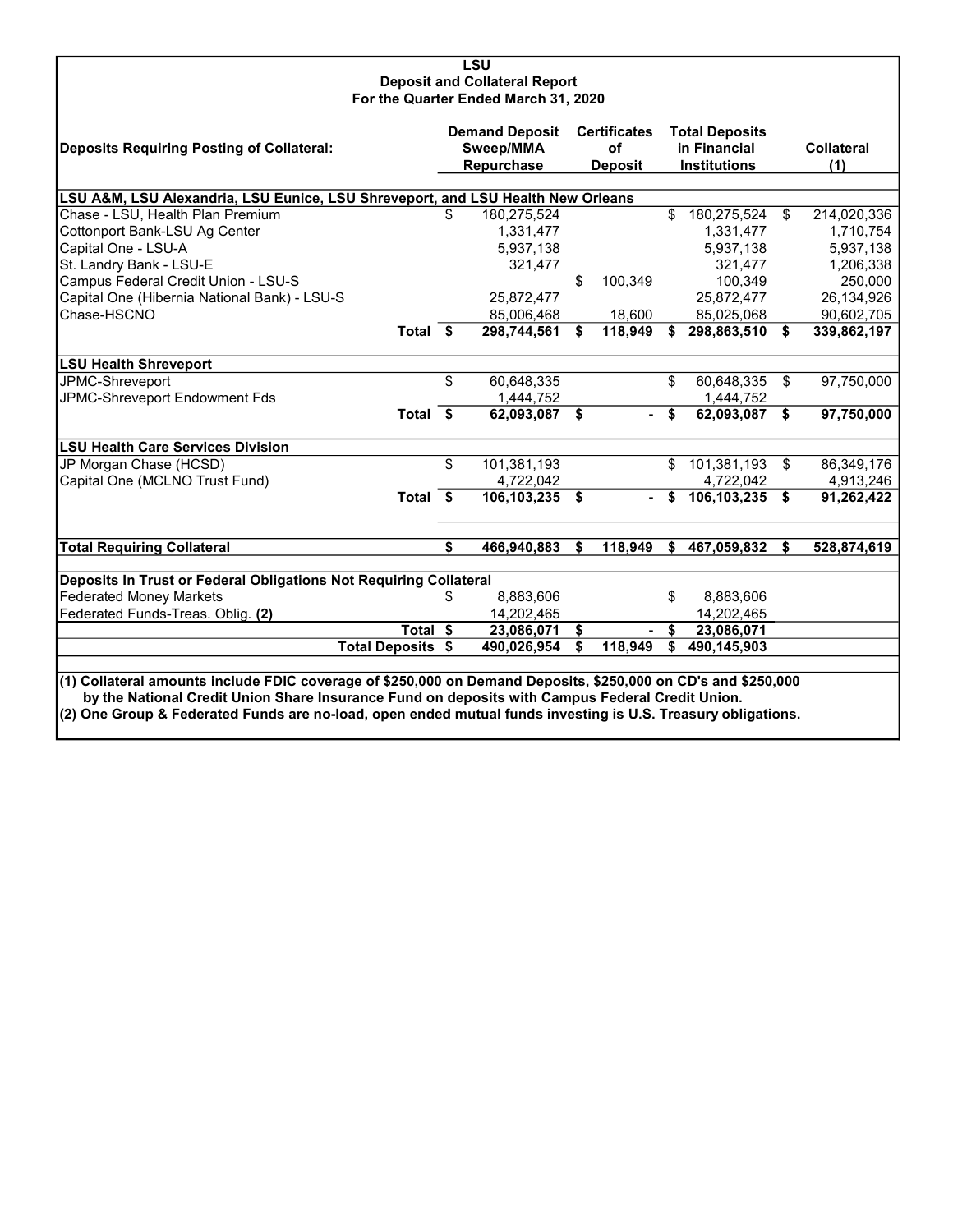# LSU
## Deposit and Collateral Report
### For the Quarter Ended March 31, 2020

| Deposits Requiring Posting of Collateral: | Demand Deposit Sweep/MMA Repurchase | Certificates of Deposit | Total Deposits in Financial Institutions | Collateral (1) |
|---|---|---|---|---|
| **LSU A&M, LSU Alexandria, LSU Eunice, LSU Shreveport, and LSU Health New Orleans** | | | | |
| Chase - LSU, Health Plan Premium | $ 180,275,524 | | $ 180,275,524 | $ 214,020,336 |
| Cottonport Bank-LSU Ag Center | 1,331,477 | | 1,331,477 | 1,710,754 |
| Capital One - LSU-A | 5,937,138 | | 5,937,138 | 5,937,138 |
| St. Landry Bank - LSU-E | 321,477 | | 321,477 | 1,206,338 |
| Campus Federal Credit Union - LSU-S | | $ 100,349 | 100,349 | 250,000 |
| Capital One (Hibernia National Bank) - LSU-S | 25,872,477 | | 25,872,477 | 26,134,926 |
| Chase-HSCNO | 85,006,468 | 18,600 | 85,025,068 | 90,602,705 |
| **Total** | **$ 298,744,561** | **$ 118,949** | **$ 298,863,510** | **$ 339,862,197** |
| **LSU Health Shreveport** | | | | |
| JPMC-Shreveport | $ 60,648,335 | | $ 60,648,335 | $ 97,750,000 |
| JPMC-Shreveport Endowment Fds | 1,444,752 | | 1,444,752 | |
| **Total** | **$ 62,093,087** | **$ -** | **$ 62,093,087** | **$ 97,750,000** |
| **LSU Health Care Services Division** | | | | |
| JP Morgan Chase (HCSD) | $ 101,381,193 | | $ 101,381,193 | $ 86,349,176 |
| Capital One (MCLNO Trust Fund) | 4,722,042 | | 4,722,042 | 4,913,246 |
| **Total** | **$ 106,103,235** | **$ -** | **$ 106,103,235** | **$ 91,262,422** |
| **Total Requiring Collateral** | **$ 466,940,883** | **$ 118,949** | **$ 467,059,832** | **$ 528,874,619** |
| **Deposits In Trust or Federal Obligations Not Requiring Collateral** | | | | |
| Federated Money Markets | $ 8,883,606 | | $ 8,883,606 | |
| Federated Funds-Treas. Oblig. **(2)** | 14,202,465 | | 14,202,465 | |
| **Total** | **$ 23,086,071** | **$ -** | **$ 23,086,071** | |
| **Total Deposits** | **$ 490,026,954** | **$ 118,949** | **$ 490,145,903** | |

**(1) Collateral amounts include FDIC coverage of $250,000 on Demand Deposits, $250,000 on CD's and $250,000 by the National Credit Union Share Insurance Fund on deposits with Campus Federal Credit Union.**

**(2) One Group & Federated Funds are no-load, open ended mutual funds investing is U.S. Treasury obligations.**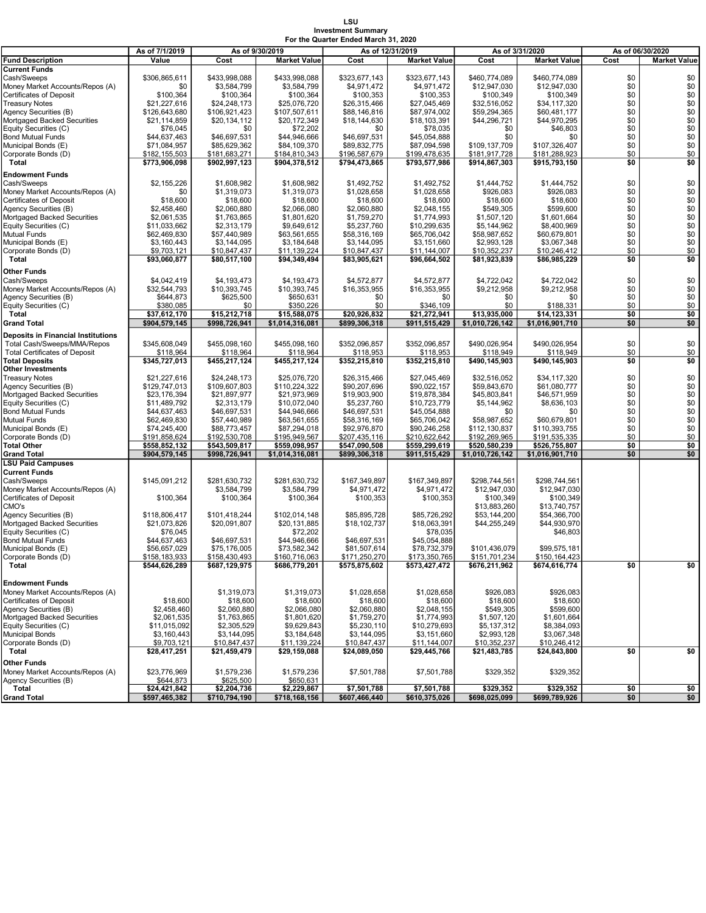**LSU**
**Investment Summary**
**For the Quarter Ended March 31, 2020**

| Fund Description | As of 7/1/2019 | As of 9/30/2019 | | As of 12/31/2019 | | As of 3/31/2020 | | As of 06/30/2020 | |
|---|---|---|---|---|---|---|---|---|---|
| | Value | Cost | Market Value | Cost | Market Value | Cost | Market Value | Cost | Market Value |
| **Current Funds** | | | | | | | | | |
| Cash/Sweeps | $306,865,611 | $433,998,088 | $433,998,088 | $323,677,143 | $323,677,143 | $460,774,089 | $460,774,089 | $0 | $0 |
| Money Market Accounts/Repos (A) | $0 | $3,584,799 | $3,584,799 | $4,971,472 | $4,971,472 | $12,947,030 | $12,947,030 | $0 | $0 |
| Certificates of Deposit | $100,364 | $100,364 | $100,364 | $100,353 | $100,353 | $100,349 | $100,349 | $0 | $0 |
| Treasury Notes | $21,227,616 | $24,248,173 | $25,076,720 | $26,315,466 | $27,045,469 | $32,516,052 | $34,117,320 | $0 | $0 |
| Agency Securities (B) | $126,643,680 | $106,921,423 | $107,507,611 | $88,146,816 | $87,974,002 | $59,294,365 | $60,481,177 | $0 | $0 |
| Mortgaged Backed Securities | $21,114,859 | $20,134,112 | $20,172,349 | $18,144,630 | $18,103,391 | $44,296,721 | $44,970,295 | $0 | $0 |
| Equity Securities (C) | $76,045 | $0 | $72,202 | $0 | $78,035 | $0 | $46,803 | $0 | $0 |
| Bond Mutual Funds | $44,637,463 | $46,697,531 | $44,946,666 | $46,697,531 | $45,054,888 | $0 | $0 | $0 | $0 |
| Municipal Bonds (E) | $71,084,957 | $85,629,362 | $84,109,370 | $89,832,775 | $87,094,598 | $109,137,709 | $107,326,407 | $0 | $0 |
| Corporate Bonds (D) | $182,155,503 | $181,683,271 | $184,810,343 | $196,587,679 | $199,478,635 | $181,917,728 | $181,288,923 | $0 | $0 |
| **Total** | **$773,906,098** | **$902,997,123** | **$904,378,512** | **$794,473,865** | **$793,577,986** | **$914,867,303** | **$915,793,150** | **$0** | **$0** |
| **Endowment Funds** | | | | | | | | | |
| Cash/Sweeps | $2,155,226 | $1,608,982 | $1,608,982 | $1,492,752 | $1,492,752 | $1,444,752 | $1,444,752 | $0 | $0 |
| Money Market Accounts/Repos (A) | $0 | $1,319,073 | $1,319,073 | $1,028,658 | $1,028,658 | $926,083 | $926,083 | $0 | $0 |
| Certificates of Deposit | $18,600 | $18,600 | $18,600 | $18,600 | $18,600 | $18,600 | $18,600 | $0 | $0 |
| Agency Securities (B) | $2,458,460 | $2,060,880 | $2,066,080 | $2,060,880 | $2,048,155 | $549,305 | $599,600 | $0 | $0 |
| Mortgaged Backed Securities | $2,061,535 | $1,763,865 | $1,801,620 | $1,759,270 | $1,774,993 | $1,507,120 | $1,601,664 | $0 | $0 |
| Equity Securities (C) | $11,033,662 | $2,313,179 | $9,649,612 | $5,237,760 | $10,299,635 | $5,144,962 | $8,400,969 | $0 | $0 |
| Mutual Funds | $62,469,830 | $57,440,989 | $63,561,655 | $58,316,169 | $65,706,042 | $58,987,652 | $60,679,801 | $0 | $0 |
| Municipal Bonds (E) | $3,160,443 | $3,144,095 | $3,184,648 | $3,144,095 | $3,151,660 | $2,993,128 | $3,067,348 | $0 | $0 |
| Corporate Bonds (D) | $9,703,121 | $10,847,437 | $11,139,224 | $10,847,437 | $11,144,007 | $10,352,237 | $10,246,412 | $0 | $0 |
| **Total** | **$93,060,877** | **$80,517,100** | **$94,349,494** | **$83,905,621** | **$96,664,502** | **$81,923,839** | **$86,985,229** | **$0** | **$0** |
| **Other Funds** | | | | | | | | | |
| Cash/Sweeps | $4,042,419 | $4,193,473 | $4,193,473 | $4,572,877 | $4,572,877 | $4,722,042 | $4,722,042 | $0 | $0 |
| Money Market Accounts/Repos (A) | $32,544,793 | $10,393,745 | $10,393,745 | $16,353,955 | $16,353,955 | $9,212,958 | $9,212,958 | $0 | $0 |
| Agency Securities (B) | $644,873 | $625,500 | $650,631 | $0 | $0 | $0 | $0 | $0 | $0 |
| Equity Securities (C) | $380,085 | $0 | $350,226 | $0 | $346,109 | $0 | $188,331 | $0 | $0 |
| **Total** | **$37,612,170** | **$15,212,718** | **$15,588,075** | **$20,926,832** | **$21,272,941** | **$13,935,000** | **$14,123,331** | **$0** | **$0** |
| **Grand Total** | **$904,579,145** | **$998,726,941** | **$1,014,316,081** | **$899,306,318** | **$911,515,429** | **$1,010,726,142** | **$1,016,901,710** | **$0** | **$0** |
| **Deposits in Financial Institutions** | | | | | | | | | |
| Total Cash/Sweeps/MMA/Repos | $345,608,049 | $455,098,160 | $455,098,160 | $352,096,857 | $352,096,857 | $490,026,954 | $490,026,954 | $0 | $0 |
| Total Certificates of Deposit | $118,964 | $118,964 | $118,964 | $118,953 | $118,953 | $118,949 | $118,949 | $0 | $0 |
| **Total Deposits** | **$345,727,013** | **$455,217,124** | **$455,217,124** | **$352,215,810** | **$352,215,810** | **$490,145,903** | **$490,145,903** | **$0** | **$0** |
| **Other Investments** | | | | | | | | | |
| Treasury Notes | $21,227,616 | $24,248,173 | $25,076,720 | $26,315,466 | $27,045,469 | $32,516,052 | $34,117,320 | $0 | $0 |
| Agency Securities (B) | $129,747,013 | $109,607,803 | $110,224,322 | $90,207,696 | $90,022,157 | $59,843,670 | $61,080,777 | $0 | $0 |
| Mortgaged Backed Securities | $23,176,394 | $21,897,977 | $21,973,969 | $19,903,900 | $19,878,384 | $45,803,841 | $46,571,959 | $0 | $0 |
| Equity Securities (C) | $11,489,792 | $2,313,179 | $10,072,040 | $5,237,760 | $10,723,779 | $5,144,962 | $8,636,103 | $0 | $0 |
| Bond Mutual Funds | $44,637,463 | $46,697,531 | $44,946,666 | $46,697,531 | $45,054,888 | $0 | $0 | $0 | $0 |
| Mutual Funds | $62,469,830 | $57,440,989 | $63,561,655 | $58,316,169 | $65,706,042 | $58,987,652 | $60,679,801 | $0 | $0 |
| Municipal Bonds (E) | $74,245,400 | $88,773,457 | $87,294,018 | $92,976,870 | $90,246,258 | $112,130,837 | $110,393,755 | $0 | $0 |
| Corporate Bonds (D) | $191,858,624 | $192,530,708 | $195,949,567 | $207,435,116 | $210,622,642 | $192,269,965 | $191,535,335 | $0 | $0 |
| **Total Other** | **$558,852,132** | **$543,509,817** | **$559,098,957** | **$547,090,508** | **$559,299,619** | **$520,580,239** | **$526,755,807** | **$0** | **$0** |
| **Grand Total** | **$904,579,145** | **$998,726,941** | **$1,014,316,081** | **$899,306,318** | **$911,515,429** | **$1,010,726,142** | **$1,016,901,710** | **$0** | **$0** |
| **LSU Paid Campuses** | | | | | | | | | |
| **Current Funds** | | | | | | | | | |
| Cash/Sweeps | $145,091,212 | $281,630,732 | $281,630,732 | $167,349,897 | $167,349,897 | $298,744,561 | $298,744,561 | | |
| Money Market Accounts/Repos (A) | | $3,584,799 | $3,584,799 | $4,971,472 | $4,971,472 | $12,947,030 | $12,947,030 | | |
| Certificates of Deposit | $100,364 | $100,364 | $100,364 | $100,353 | $100,353 | $100,349 | $100,349 | | |
| CMO's | | | | | | $13,883,260 | $13,740,757 | | |
| Agency Securities (B) | $118,806,417 | $101,418,244 | $102,014,148 | $85,895,728 | $85,726,292 | $53,144,200 | $54,366,700 | | |
| Mortgaged Backed Securities | $21,073,826 | $20,091,807 | $20,131,885 | $18,102,737 | $18,063,391 | $44,255,249 | $44,930,970 | | |
| Equity Securities (C) | $76,045 | | $72,202 | | $78,035 | | $46,803 | | |
| Bond Mutual Funds | $44,637,463 | $46,697,531 | $44,946,666 | $46,697,531 | $45,054,888 | | | | |
| Municipal Bonds (E) | $56,657,029 | $75,176,005 | $73,582,342 | $81,507,614 | $78,732,379 | $101,436,079 | $99,575,181 | | |
| Corporate Bonds (D) | $158,183,933 | $158,430,493 | $160,716,063 | $171,250,270 | $173,350,765 | $151,701,234 | $150,164,423 | | |
| **Total** | **$544,626,289** | **$687,129,975** | **$686,779,201** | **$575,875,602** | **$573,427,472** | **$676,211,962** | **$674,616,774** | **$0** | **$0** |
| **Endowment Funds** | | | | | | | | | |
| Money Market Accounts/Repos (A) | | $1,319,073 | $1,319,073 | $1,028,658 | $1,028,658 | $926,083 | $926,083 | | |
| Certificates of Deposit | $18,600 | $18,600 | $18,600 | $18,600 | $18,600 | $18,600 | $18,600 | | |
| Agency Securities (B) | $2,458,460 | $2,060,880 | $2,066,080 | $2,060,880 | $2,048,155 | $549,305 | $599,600 | | |
| Mortgaged Backed Securities | $2,061,535 | $1,763,865 | $1,801,620 | $1,759,270 | $1,774,993 | $1,507,120 | $1,601,664 | | |
| Equity Securities (C) | $11,015,092 | $2,305,529 | $9,629,843 | $5,230,110 | $10,279,693 | $5,137,312 | $8,384,093 | | |
| Municipal Bonds | $3,160,443 | $3,144,095 | $3,184,648 | $3,144,095 | $3,151,660 | $2,993,128 | $3,067,348 | | |
| Corporate Bonds (D) | $9,703,121 | $10,847,437 | $11,139,224 | $10,847,437 | $11,144,007 | $10,352,237 | $10,246,412 | | |
| **Total** | **$28,417,251** | **$21,459,479** | **$29,159,088** | **$24,089,050** | **$29,445,766** | **$21,483,785** | **$24,843,800** | **$0** | **$0** |
| **Other Funds** | | | | | | | | | |
| Money Market Accounts/Repos (A) | $23,776,969 | $1,579,236 | $1,579,236 | $7,501,788 | $7,501,788 | $329,352 | $329,352 | | |
| Agency Securities (B) | $644,873 | $625,500 | $650,631 | | | | | | |
| **Total** | **$24,421,842** | **$2,204,736** | **$2,229,867** | **$7,501,788** | **$7,501,788** | **$329,352** | **$329,352** | **$0** | **$0** |
| **Grand Total** | **$597,465,382** | **$710,794,190** | **$718,168,156** | **$607,466,440** | **$610,375,026** | **$698,025,099** | **$699,789,926** | **$0** | **$0** |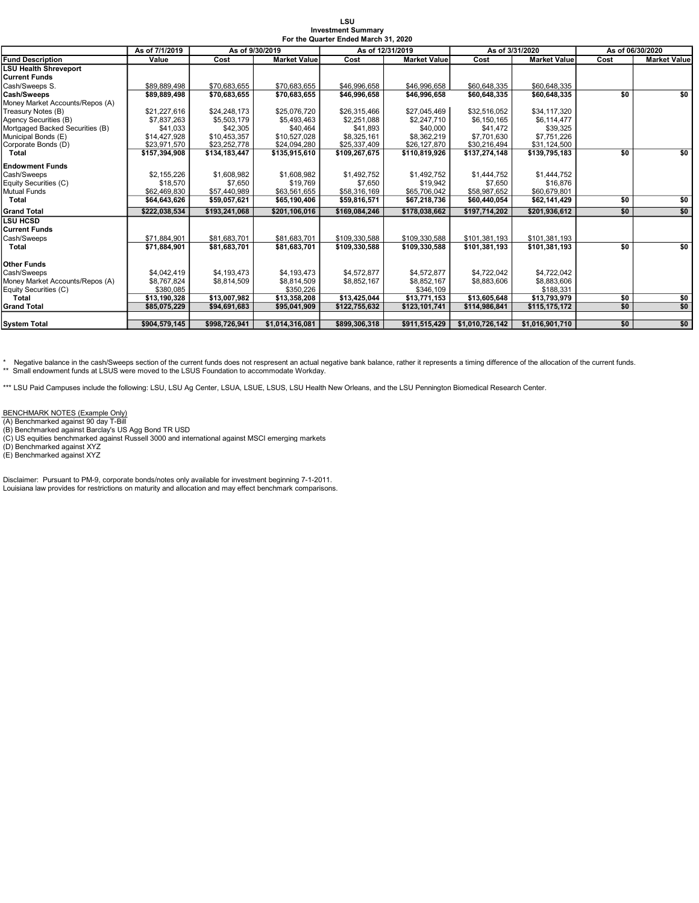# LSU
## Investment Summary
### For the Quarter Ended March 31, 2020

| | As of 7/1/2019 | As of 9/30/2019 | | As of 12/31/2019 | | As of 3/31/2020 | | As of 06/30/2020 | |
|---|---|---|---|---|---|---|---|---|---|
| **Fund Description** | **Value** | **Cost** | **Market Value** | **Cost** | **Market Value** | **Cost** | **Market Value** | **Cost** | **Market Value** |
| **LSU Health Shreveport** | | | | | | | | | |
| **Current Funds** | | | | | | | | | |
| Cash/Sweeps S. | $89,889,498 | $70,683,655 | $70,683,655 | $46,996,658 | $46,996,658 | $60,648,335 | $60,648,335 | | |
| **Cash/Sweeps** | **$89,889,498** | **$70,683,655** | **$70,683,655** | **$46,996,658** | **$46,996,658** | **$60,648,335** | **$60,648,335** | **$0** | **$0** |
| Money Market Accounts/Repos (A) | | | | | | | | | |
| Treasury Notes (B) | $21,227,616 | $24,248,173 | $25,076,720 | $26,315,466 | $27,045,469 | $32,516,052 | $34,117,320 | | |
| Agency Securities (B) | $7,837,263 | $5,503,179 | $5,493,463 | $2,251,088 | $2,247,710 | $6,150,165 | $6,114,477 | | |
| Mortgaged Backed Securities (B) | $41,033 | $42,305 | $40,464 | $41,893 | $40,000 | $41,472 | $39,325 | | |
| Municipal Bonds (E) | $14,427,928 | $10,453,357 | $10,527,028 | $8,325,161 | $8,362,219 | $7,701,630 | $7,751,226 | | |
| Corporate Bonds (D) | $23,971,570 | $23,252,778 | $24,094,280 | $25,337,409 | $26,127,870 | $30,216,494 | $31,124,500 | | |
| **Total** | **$157,394,908** | **$134,183,447** | **$135,915,610** | **$109,267,675** | **$110,819,926** | **$137,274,148** | **$139,795,183** | **$0** | **$0** |
| **Endowment Funds** | | | | | | | | | |
| Cash/Sweeps | $2,155,226 | $1,608,982 | $1,608,982 | $1,492,752 | $1,492,752 | $1,444,752 | $1,444,752 | | |
| Equity Securities (C) | $18,570 | $7,650 | $19,769 | $7,650 | $19,942 | $7,650 | $16,876 | | |
| Mutual Funds | $62,469,830 | $57,440,989 | $63,561,655 | $58,316,169 | $65,706,042 | $58,987,652 | $60,679,801 | | |
| **Total** | **$64,643,626** | **$59,057,621** | **$65,190,406** | **$59,816,571** | **$67,218,736** | **$60,440,054** | **$62,141,429** | **$0** | **$0** |
| **Grand Total** | **$222,038,534** | **$193,241,068** | **$201,106,016** | **$169,084,246** | **$178,038,662** | **$197,714,202** | **$201,936,612** | **$0** | **$0** |
| **LSU HCSD** | | | | | | | | | |
| **Current Funds** | | | | | | | | | |
| Cash/Sweeps | $71,884,901 | $81,683,701 | $81,683,701 | $109,330,588 | $109,330,588 | $101,381,193 | $101,381,193 | | |
| **Total** | **$71,884,901** | **$81,683,701** | **$81,683,701** | **$109,330,588** | **$109,330,588** | **$101,381,193** | **$101,381,193** | **$0** | **$0** |
| **Other Funds** | | | | | | | | | |
| Cash/Sweeps | $4,042,419 | $4,193,473 | $4,193,473 | $4,572,877 | $4,572,877 | $4,722,042 | $4,722,042 | | |
| Money Market Accounts/Repos (A) | $8,767,824 | $8,814,509 | $8,814,509 | $8,852,167 | $8,852,167 | $8,883,606 | $8,883,606 | | |
| Equity Securities (C) | $380,085 | | $350,226 | | $346,109 | | $188,331 | | |
| **Total** | **$13,190,328** | **$13,007,982** | **$13,358,208** | **$13,425,044** | **$13,771,153** | **$13,605,648** | **$13,793,979** | **$0** | **$0** |
| **Grand Total** | **$85,075,229** | **$94,691,683** | **$95,041,909** | **$122,755,632** | **$123,101,741** | **$114,986,841** | **$115,175,172** | **$0** | **$0** |
| **System Total** | **$904,579,145** | **$998,726,941** | **$1,014,316,081** | **$899,306,318** | **$911,515,429** | **$1,010,726,142** | **$1,016,901,710** | **$0** | **$0** |

\* Negative balance in the cash/Sweeps section of the current funds does not respresent an actual negative bank balance, rather it represents a timing difference of the allocation of the current funds.
\*\* Small endowment funds at LSUS were moved to the LSUS Foundation to accommodate Workday.

\*\*\* LSU Paid Campuses include the following: LSU, LSU Ag Center, LSUA, LSUE, LSUS, LSU Health New Orleans, and the LSU Pennington Biomedical Research Center.

BENCHMARK NOTES (Example Only)
(A) Benchmarked against 90 day T-Bill
(B) Benchmarked against Barclay's US Agg Bond TR USD
(C) US equities benchmarked against Russell 3000 and international against MSCI emerging markets
(D) Benchmarked against XYZ
(E) Benchmarked against XYZ

Disclaimer: Pursuant to PM-9, corporate bonds/notes only available for investment beginning 7-1-2011.
Louisiana law provides for restrictions on maturity and allocation and may effect benchmark comparisons.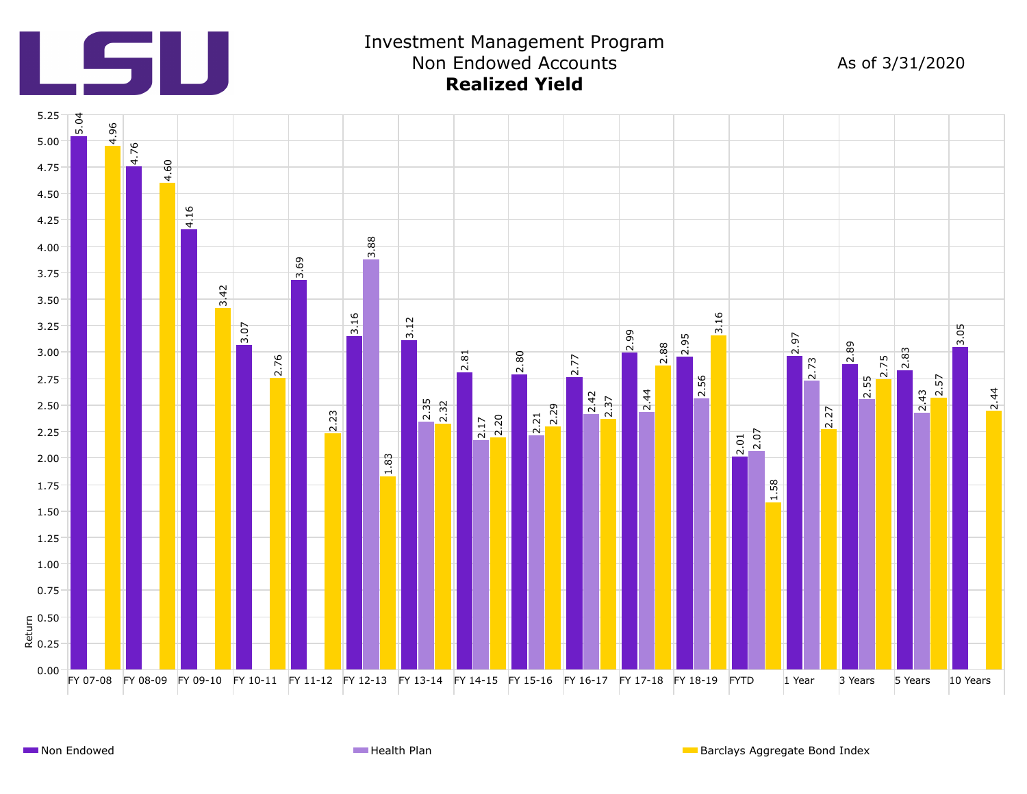# Investment Management Program
## Non Endowed Accounts
### **Realized Yield**

As of 3/31/2020

| Period | Non Endowed | Health Plan | Barclays Aggregate Bond Index |
|---|---|---|---|
| FY 07-08 | 5.04 | | 4.96 |
| FY 08-09 | 4.76 | | 4.60 |
| FY 09-10 | 4.16 | | 3.42 |
| FY 10-11 | 3.07 | | 2.76 |
| FY 11-12 | 3.69 | | 2.23 |
| FY 12-13 | 3.16 | 3.88 | 1.83 |
| FY 13-14 | 3.12 | 2.35 | 2.32 |
| FY 14-15 | 2.81 | 2.17 | 2.20 |
| FY 15-16 | 2.80 | 2.21 | 2.29 |
| FY 16-17 | 2.77 | 2.42 | 2.37 |
| FY 17-18 | 2.99 | 2.44 | 2.88 |
| FY 18-19 | 2.95 | 2.56 | 3.16 |
| FYTD | 2.01 | 2.07 | 1.58 |
| 1 Year | 2.97 | 2.73 | 2.27 |
| 3 Years | 2.89 | 2.55 | 2.75 |
| 5 Years | 2.83 | 2.43 | 2.57 |
| 10 Years | 3.05 | | 2.44 |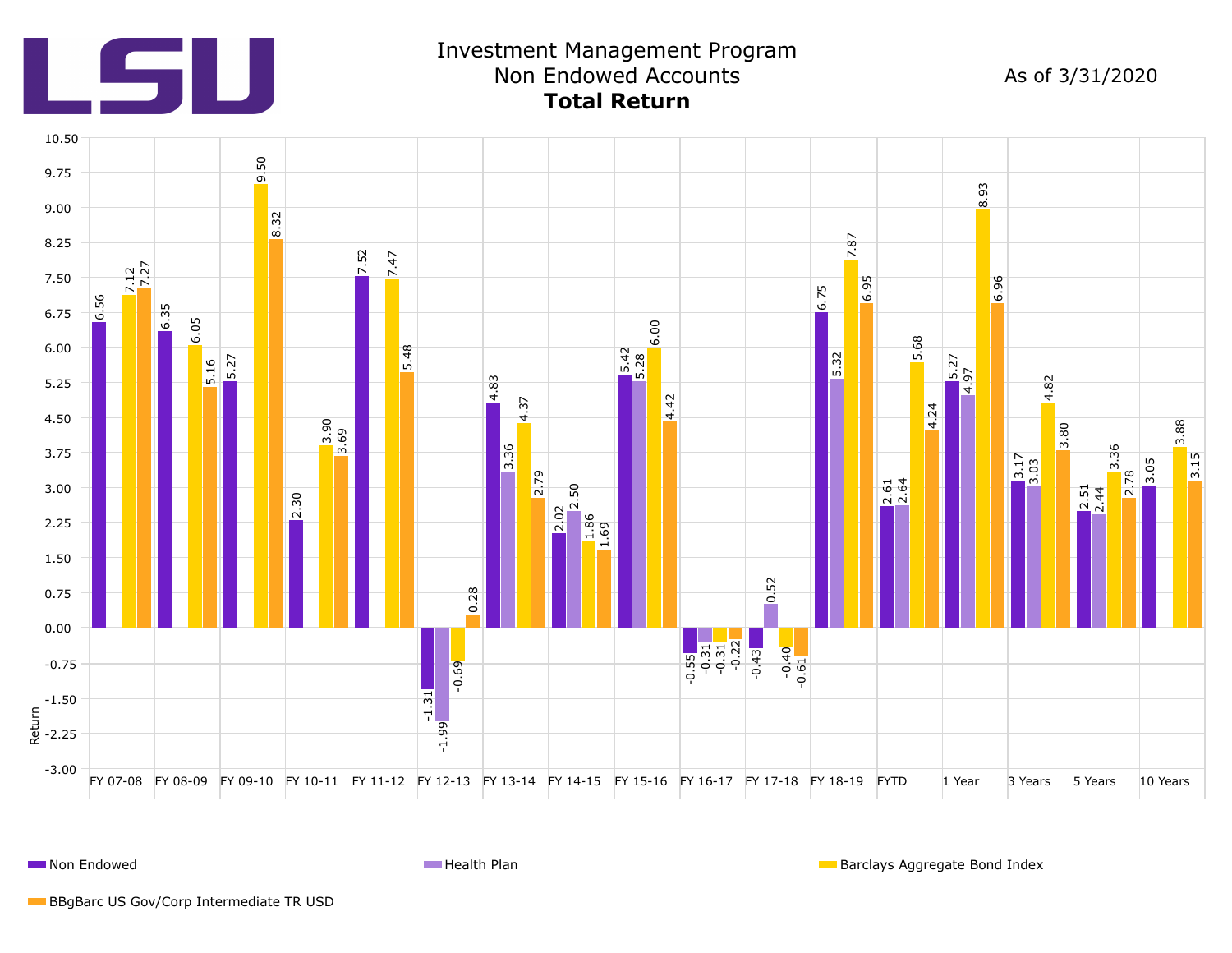# LSU

## Investment Management Program
## Non Endowed Accounts
## **Total Return**

As of 3/31/2020

| Period | Non Endowed | Health Plan | Barclays Aggregate Bond Index | BBgBarc US Gov/Corp Intermediate TR USD |
|---|---|---|---|---|
| FY 07-08 | 6.56 | | 7.12 | 7.27 |
| FY 08-09 | 6.35 | | 6.05 | 5.16 |
| FY 09-10 | 5.27 | | 9.50 | 8.32 |
| FY 10-11 | 2.30 | | 3.90 | 3.69 |
| FY 11-12 | 7.52 | | 7.47 | 5.48 |
| FY 12-13 | -1.31 | -1.99 | -0.69 | 0.28 |
| FY 13-14 | 4.83 | 3.36 | 4.37 | 2.79 |
| FY 14-15 | 2.02 | 2.50 | 1.86 | 1.69 |
| FY 15-16 | 5.42 | 5.28 | 6.00 | 4.42 |
| FY 16-17 | -0.55 | -0.31 | -0.31 | -0.22 |
| FY 17-18 | -0.43 | 0.52 | -0.40 | -0.61 |
| FY 18-19 | 6.75 | 5.32 | 7.87 | 6.95 |
| FYTD | 2.61 | 2.64 | 5.68 | 4.24 |
| 1 Year | 5.27 | 4.97 | 8.93 | 6.96 |
| 3 Years | 3.17 | 3.03 | 4.82 | 3.80 |
| 5 Years | 2.51 | 2.44 | 3.36 | 2.78 |
| 10 Years | 3.05 | | 3.88 | 3.15 |

Y-axis: Return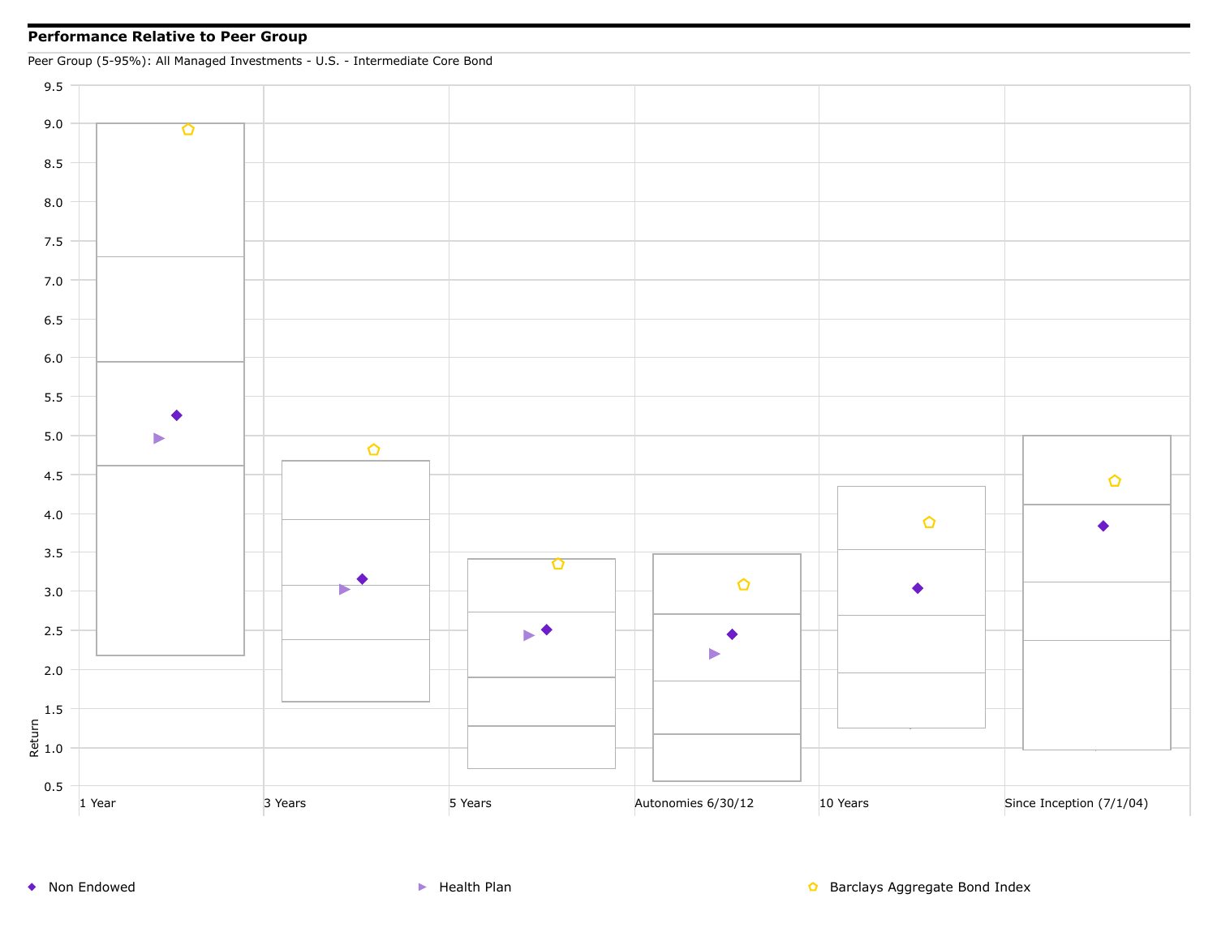**Performance Relative to Peer Group**

Peer Group (5-95%): All Managed Investments - U.S. - Intermediate Core Bond

Return

9.5
9.0
8.5
8.0
7.5
7.0
6.5
6.0
5.5
5.0
4.5
4.0
3.5
3.0
2.5
2.0
1.5
1.0
0.5

1 Year | 3 Years | 5 Years | Autonomies 6/30/12 | 10 Years | Since Inception (7/1/04)

◆ Non Endowed ▶ Health Plan ⬠ Barclays Aggregate Bond Index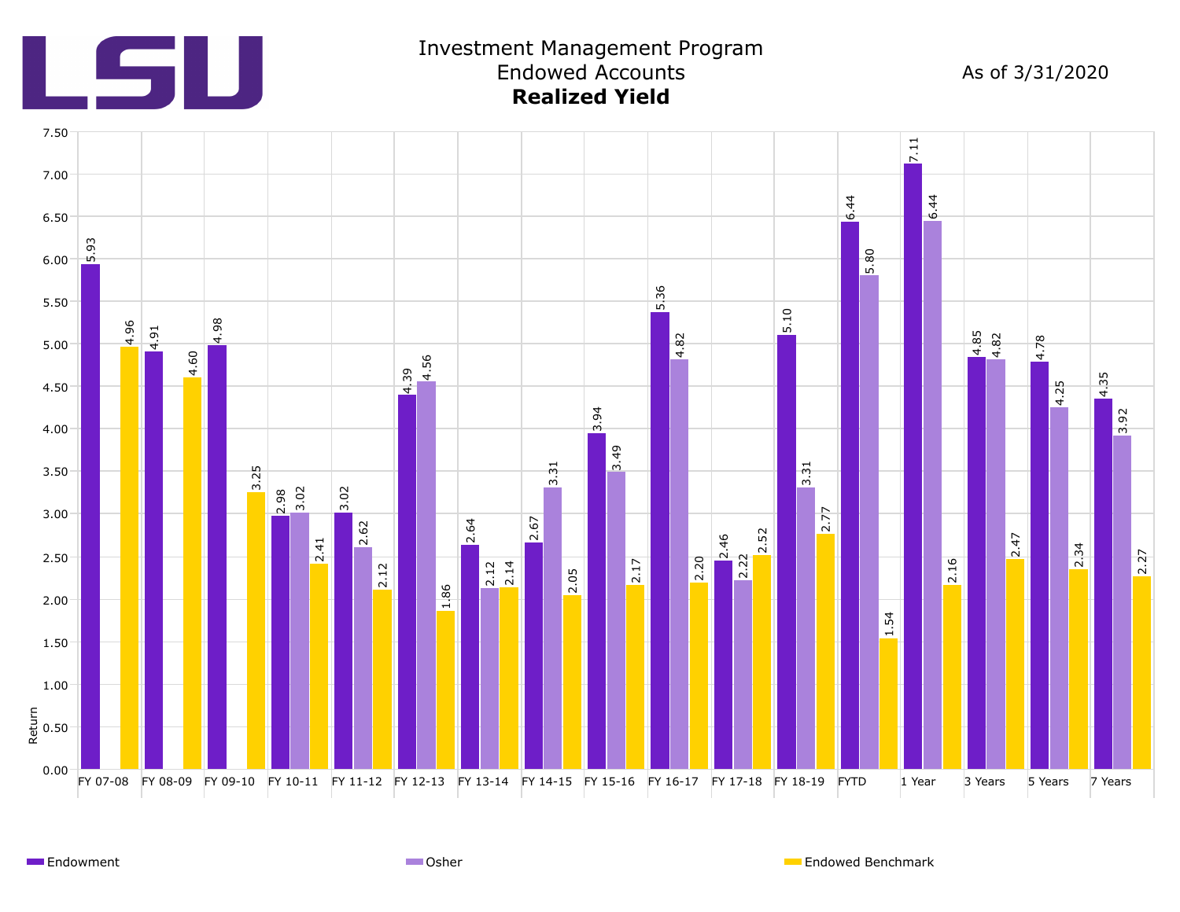LSU

# Investment Management Program
## Endowed Accounts
## **Realized Yield**

As of 3/31/2020

| Period | Endowment | Osher | Endowed Benchmark |
|---|---|---|---|
| FY 07-08 | 5.93 | | 4.96 |
| FY 08-09 | 4.91 | | 4.60 |
| FY 09-10 | 4.98 | | 3.25 |
| FY 10-11 | 2.98 | 3.02 | 2.41 |
| FY 11-12 | 3.02 | 2.62 | 2.12 |
| FY 12-13 | 4.39 | 4.56 | 1.86 |
| FY 13-14 | 2.64 | 2.12 | 2.14 |
| FY 14-15 | 2.67 | 3.31 | 2.05 |
| FY 15-16 | 3.94 | 3.49 | 2.17 |
| FY 16-17 | 5.36 | 4.82 | 2.20 |
| FY 17-18 | 2.46 | 2.22 | 2.52 |
| FY 18-19 | 5.10 | 3.31 | 2.77 |
| FYTD | 6.44 | 5.80 | 1.54 |
| 1 Year | 7.11 | 6.44 | 2.16 |
| 3 Years | 4.85 | 4.82 | 2.47 |
| 5 Years | 4.78 | 4.25 | 2.34 |
| 7 Years | 4.35 | 3.92 | 2.27 |

Return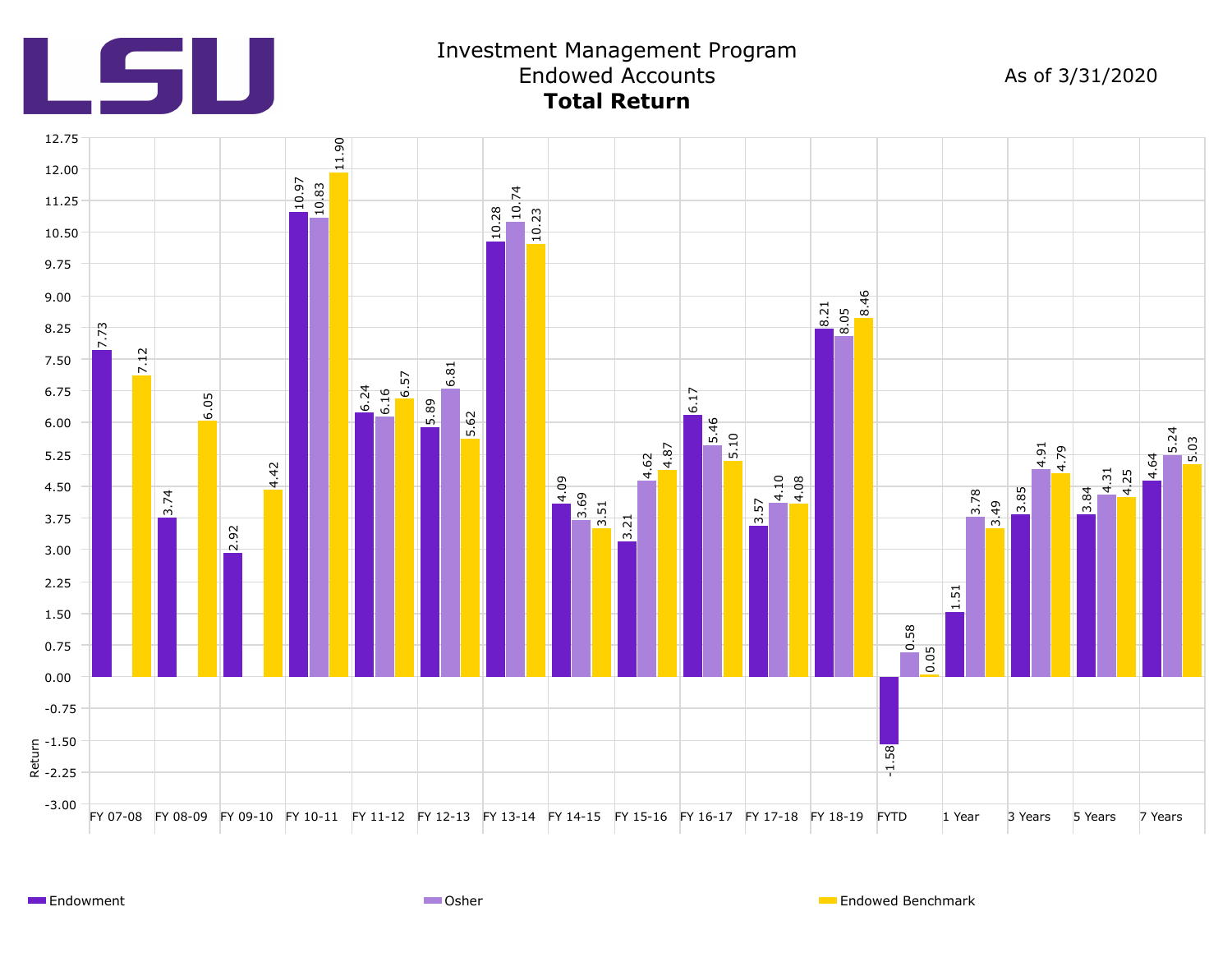LSU

# Investment Management Program
## Endowed Accounts
**Total Return**

As of 3/31/2020

Return

12.75
12.00
11.25
10.50
9.75
9.00
8.25
7.50
6.75
6.00
5.25
4.50
3.75
3.00
2.25
1.50
0.75
0.00
-0.75
-1.50
-2.25
-3.00

FY 07-08: 7.73, 7.12
FY 08-09: 3.74, 6.05
FY 09-10: 2.92, 4.42
FY 10-11: 10.97, 10.83, 11.90
FY 11-12: 6.24, 6.16, 6.57
FY 12-13: 5.89, 6.81, 5.62
FY 13-14: 10.28, 10.74, 10.23
FY 14-15: 4.09, 3.69, 3.51
FY 15-16: 3.21, 4.62, 4.87
FY 16-17: 6.17, 5.46, 5.10
FY 17-18: 3.57, 4.10, 4.08
FY 18-19: 8.21, 8.05, 8.46
FYTD: -1.58, 0.58, 0.05
1 Year: 1.51, 3.78, 3.49
3 Years: 3.85, 4.91, 4.79
5 Years: 3.84, 4.31, 4.25
7 Years: 4.64, 5.24, 5.03

Endowment
Osher
Endowed Benchmark